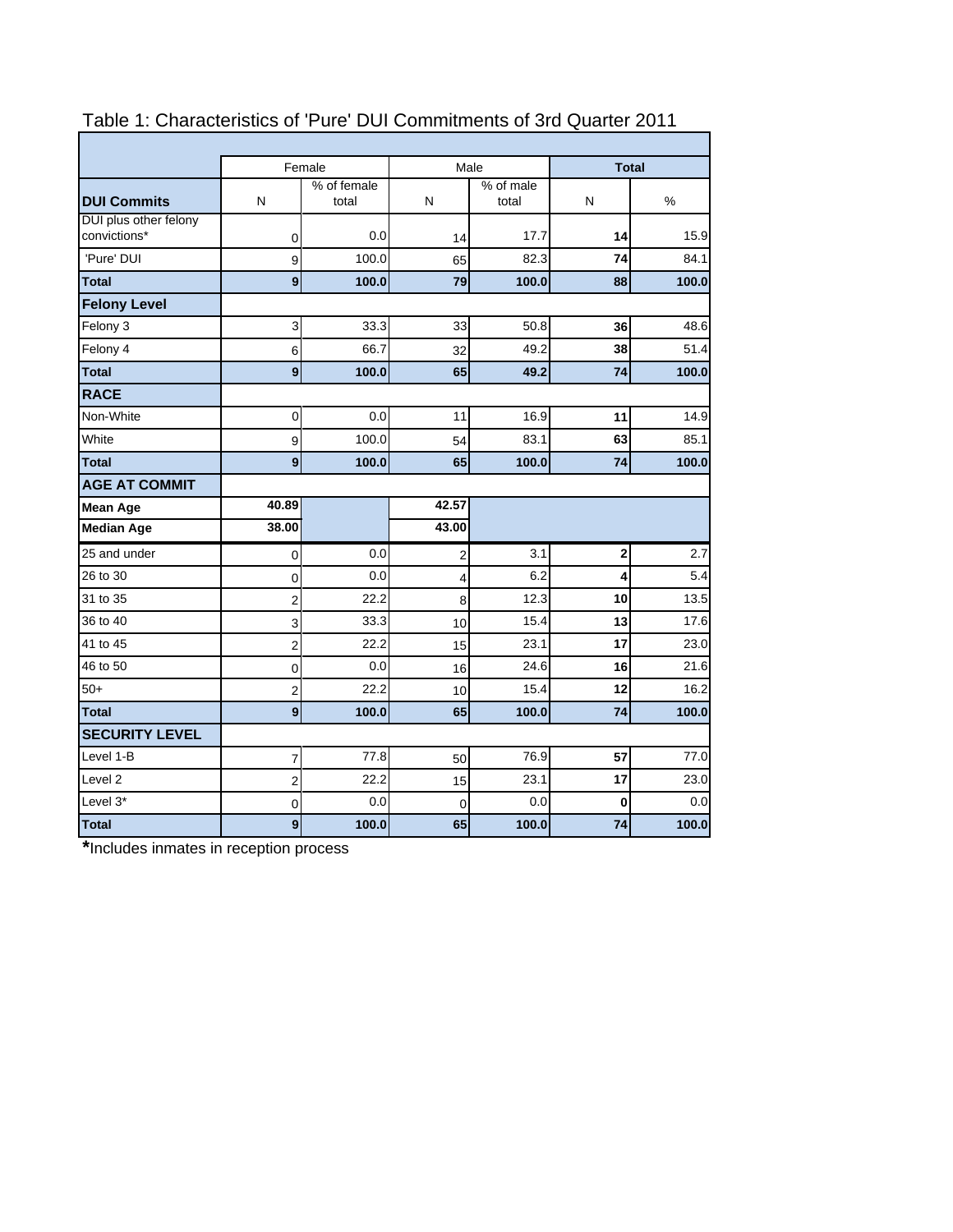# Table 1: Characteristics of 'Pure' DUI Commitments of 3rd Quarter 2011

| | Female | | Male | | **Total** | |
|---|---|---|---|---|---|---|
| **DUI Commits** | N | % of female total | N | % of male total | N | % |
| DUI plus other felony convictions* | 0 | 0.0 | 14 | 17.7 | **14** | 15.9 |
| 'Pure' DUI | 9 | 100.0 | 65 | 82.3 | **74** | 84.1 |
| **Total** | **9** | **100.0** | **79** | **100.0** | **88** | **100.0** |
| **Felony Level** | | | | | | |
| Felony 3 | 3 | 33.3 | 33 | 50.8 | **36** | 48.6 |
| Felony 4 | 6 | 66.7 | 32 | 49.2 | **38** | 51.4 |
| **Total** | **9** | **100.0** | **65** | **49.2** | **74** | **100.0** |
| **RACE** | | | | | | |
| Non-White | 0 | 0.0 | 11 | 16.9 | **11** | 14.9 |
| White | 9 | 100.0 | 54 | 83.1 | **63** | 85.1 |
| **Total** | **9** | **100.0** | **65** | **100.0** | **74** | **100.0** |
| **AGE AT COMMIT** | | | | | | |
| **Mean Age** | **40.89** | | **42.57** | | | |
| **Median Age** | **38.00** | | **43.00** | | | |
| 25 and under | 0 | 0.0 | 2 | 3.1 | **2** | 2.7 |
| 26 to 30 | 0 | 0.0 | 4 | 6.2 | **4** | 5.4 |
| 31 to 35 | 2 | 22.2 | 8 | 12.3 | **10** | 13.5 |
| 36 to 40 | 3 | 33.3 | 10 | 15.4 | **13** | 17.6 |
| 41 to 45 | 2 | 22.2 | 15 | 23.1 | **17** | 23.0 |
| 46 to 50 | 0 | 0.0 | 16 | 24.6 | **16** | 21.6 |
| 50+ | 2 | 22.2 | 10 | 15.4 | **12** | 16.2 |
| **Total** | **9** | **100.0** | **65** | **100.0** | **74** | **100.0** |
| **SECURITY LEVEL** | | | | | | |
| Level 1-B | 7 | 77.8 | 50 | 76.9 | **57** | 77.0 |
| Level 2 | 2 | 22.2 | 15 | 23.1 | **17** | 23.0 |
| Level 3* | 0 | 0.0 | 0 | 0.0 | **0** | 0.0 |
| **Total** | **9** | **100.0** | **65** | **100.0** | **74** | **100.0** |

**\***Includes inmates in reception process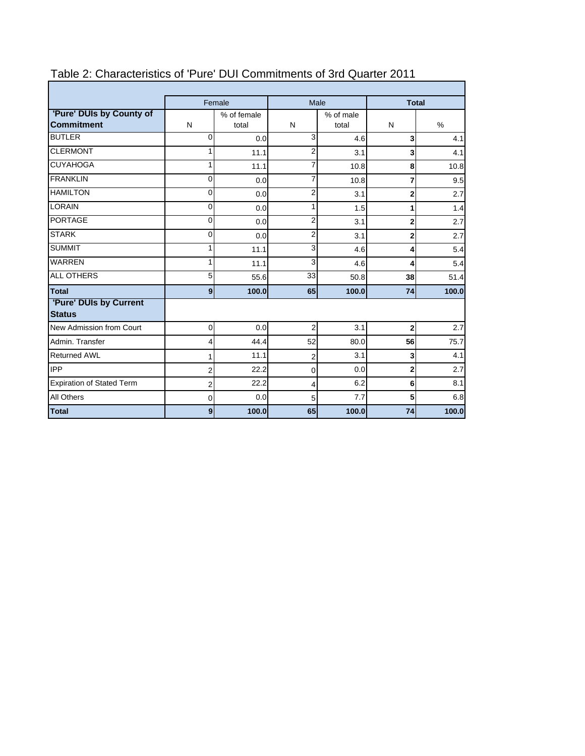# Table 2: Characteristics of 'Pure' DUI Commitments of 3rd Quarter 2011

| | Female | | Male | | Total | |
|---|---|---|---|---|---|---|
| **'Pure' DUIs by County of Commitment** | N | % of female total | N | % of male total | N | % |
| BUTLER | 0 | 0.0 | 3 | 4.6 | **3** | 4.1 |
| CLERMONT | 1 | 11.1 | 2 | 3.1 | **3** | 4.1 |
| CUYAHOGA | 1 | 11.1 | 7 | 10.8 | **8** | 10.8 |
| FRANKLIN | 0 | 0.0 | 7 | 10.8 | **7** | 9.5 |
| HAMILTON | 0 | 0.0 | 2 | 3.1 | **2** | 2.7 |
| LORAIN | 0 | 0.0 | 1 | 1.5 | **1** | 1.4 |
| PORTAGE | 0 | 0.0 | 2 | 3.1 | **2** | 2.7 |
| STARK | 0 | 0.0 | 2 | 3.1 | **2** | 2.7 |
| SUMMIT | 1 | 11.1 | 3 | 4.6 | **4** | 5.4 |
| WARREN | 1 | 11.1 | 3 | 4.6 | **4** | 5.4 |
| ALL OTHERS | 5 | 55.6 | 33 | 50.8 | **38** | 51.4 |
| **Total** | **9** | **100.0** | **65** | **100.0** | **74** | **100.0** |
| **'Pure' DUIs by Current Status** | | | | | | |
| New Admission from Court | 0 | 0.0 | 2 | 3.1 | **2** | 2.7 |
| Admin. Transfer | 4 | 44.4 | 52 | 80.0 | **56** | 75.7 |
| Returned AWL | 1 | 11.1 | 2 | 3.1 | **3** | 4.1 |
| IPP | 2 | 22.2 | 0 | 0.0 | **2** | 2.7 |
| Expiration of Stated Term | 2 | 22.2 | 4 | 6.2 | **6** | 8.1 |
| All Others | 0 | 0.0 | 5 | 7.7 | **5** | 6.8 |
| **Total** | **9** | **100.0** | **65** | **100.0** | **74** | **100.0** |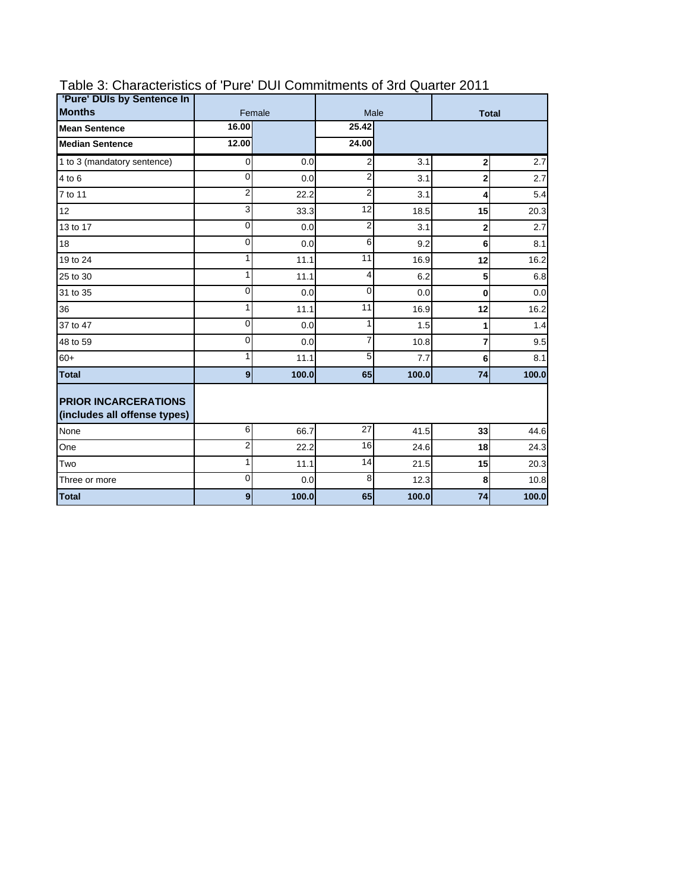# Table 3: Characteristics of 'Pure' DUI Commitments of 3rd Quarter 2011

| 'Pure' DUIs by Sentence In Months | Female | | Male | | Total | |
|---|---|---|---|---|---|---|
| **Mean Sentence** | **16.00** | | **25.42** | | | |
| **Median Sentence** | **12.00** | | **24.00** | | | |
| 1 to 3 (mandatory sentence) | 0 | 0.0 | 2 | 3.1 | **2** | 2.7 |
| 4 to 6 | 0 | 0.0 | 2 | 3.1 | **2** | 2.7 |
| 7 to 11 | 2 | 22.2 | 2 | 3.1 | **4** | 5.4 |
| 12 | 3 | 33.3 | 12 | 18.5 | **15** | 20.3 |
| 13 to 17 | 0 | 0.0 | 2 | 3.1 | **2** | 2.7 |
| 18 | 0 | 0.0 | 6 | 9.2 | **6** | 8.1 |
| 19 to 24 | 1 | 11.1 | 11 | 16.9 | **12** | 16.2 |
| 25 to 30 | 1 | 11.1 | 4 | 6.2 | **5** | 6.8 |
| 31 to 35 | 0 | 0.0 | 0 | 0.0 | **0** | 0.0 |
| 36 | 1 | 11.1 | 11 | 16.9 | **12** | 16.2 |
| 37 to 47 | 0 | 0.0 | 1 | 1.5 | **1** | 1.4 |
| 48 to 59 | 0 | 0.0 | 7 | 10.8 | **7** | 9.5 |
| 60+ | 1 | 11.1 | 5 | 7.7 | **6** | 8.1 |
| **Total** | **9** | **100.0** | **65** | **100.0** | **74** | **100.0** |
| **PRIOR INCARCERATIONS (includes all offense types)** | | | | | | |
| None | 6 | 66.7 | 27 | 41.5 | **33** | 44.6 |
| One | 2 | 22.2 | 16 | 24.6 | **18** | 24.3 |
| Two | 1 | 11.1 | 14 | 21.5 | **15** | 20.3 |
| Three or more | 0 | 0.0 | 8 | 12.3 | **8** | 10.8 |
| **Total** | **9** | **100.0** | **65** | **100.0** | **74** | **100.0** |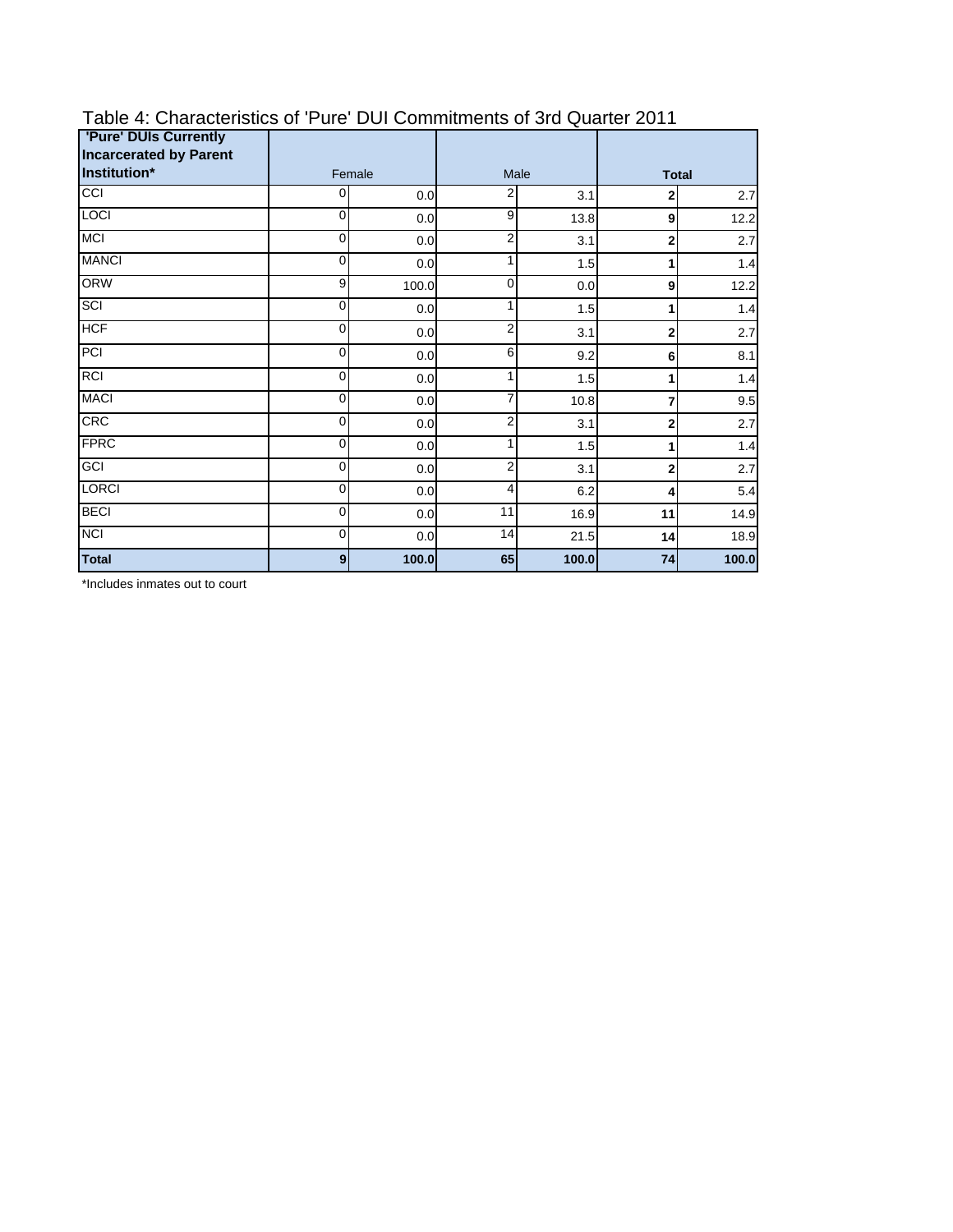Table 4: Characteristics of 'Pure' DUI Commitments of 3rd Quarter 2011

| 'Pure' DUIs Currently Incarcerated by Parent Institution* | Female | | Male | | **Total** | |
|---|---|---|---|---|---|---|
| CCI | 0 | 0.0 | 2 | 3.1 | **2** | 2.7 |
| LOCI | 0 | 0.0 | 9 | 13.8 | **9** | 12.2 |
| MCI | 0 | 0.0 | 2 | 3.1 | **2** | 2.7 |
| MANCI | 0 | 0.0 | 1 | 1.5 | **1** | 1.4 |
| ORW | 9 | 100.0 | 0 | 0.0 | **9** | 12.2 |
| SCI | 0 | 0.0 | 1 | 1.5 | **1** | 1.4 |
| HCF | 0 | 0.0 | 2 | 3.1 | **2** | 2.7 |
| PCI | 0 | 0.0 | 6 | 9.2 | **6** | 8.1 |
| RCI | 0 | 0.0 | 1 | 1.5 | **1** | 1.4 |
| MACI | 0 | 0.0 | 7 | 10.8 | **7** | 9.5 |
| CRC | 0 | 0.0 | 2 | 3.1 | **2** | 2.7 |
| FPRC | 0 | 0.0 | 1 | 1.5 | **1** | 1.4 |
| GCI | 0 | 0.0 | 2 | 3.1 | **2** | 2.7 |
| LORCI | 0 | 0.0 | 4 | 6.2 | **4** | 5.4 |
| BECI | 0 | 0.0 | 11 | 16.9 | **11** | 14.9 |
| NCI | 0 | 0.0 | 14 | 21.5 | **14** | 18.9 |
| **Total** | **9** | **100.0** | **65** | **100.0** | **74** | **100.0** |

*Includes inmates out to court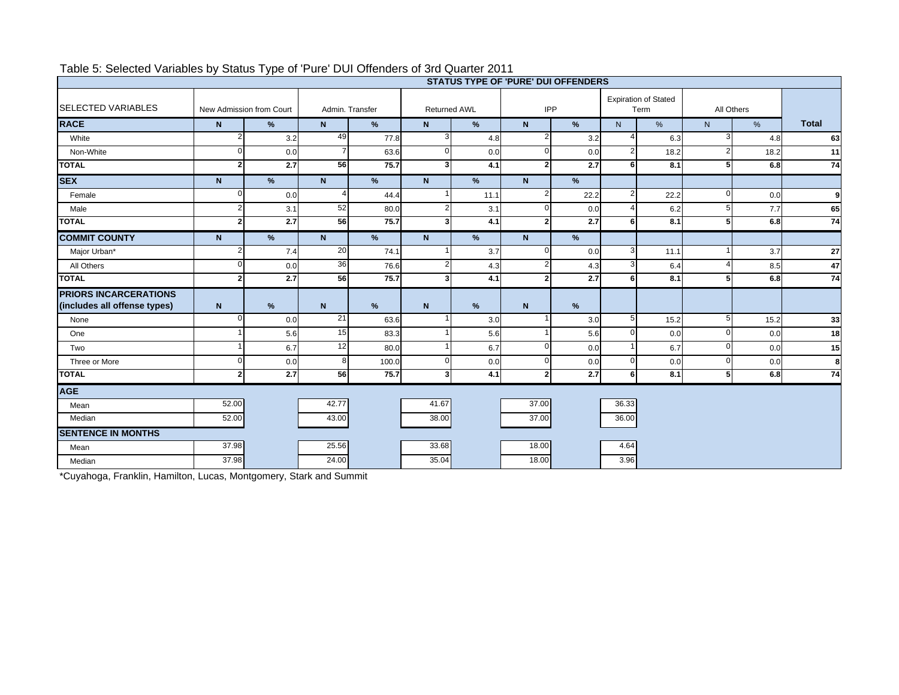# Table 5: Selected Variables by Status Type of 'Pure' DUI Offenders of 3rd Quarter 2011

| SELECTED VARIABLES | STATUS TYPE OF 'PURE' DUI OFFENDERS | | | | | | | | | | | | |
|---|---|---|---|---|---|---|---|---|---|---|---|---|---|
| | New Admission from Court | | Admin. Transfer | | Returned AWL | | IPP | | Expiration of Stated Term | | All Others | | |
| **RACE** | **N** | **%** | **N** | **%** | **N** | **%** | **N** | **%** | N | % | N | % | **Total** |
| White | 2 | 3.2 | 49 | 77.8 | 3 | 4.8 | 2 | 3.2 | 4 | 6.3 | 3 | 4.8 | **63** |
| Non-White | 0 | 0.0 | 7 | 63.6 | 0 | 0.0 | 0 | 0.0 | 2 | 18.2 | 2 | 18.2 | **11** |
| **TOTAL** | **2** | **2.7** | **56** | **75.7** | **3** | **4.1** | **2** | **2.7** | **6** | **8.1** | **5** | **6.8** | **74** |
| **SEX** | **N** | **%** | **N** | **%** | **N** | **%** | **N** | **%** | | | | | |
| Female | 0 | 0.0 | 4 | 44.4 | 1 | 11.1 | 2 | 22.2 | 2 | 22.2 | 0 | 0.0 | **9** |
| Male | 2 | 3.1 | 52 | 80.0 | 2 | 3.1 | 0 | 0.0 | 4 | 6.2 | 5 | 7.7 | **65** |
| **TOTAL** | **2** | **2.7** | **56** | **75.7** | **3** | **4.1** | **2** | **2.7** | **6** | **8.1** | **5** | **6.8** | **74** |
| **COMMIT COUNTY** | **N** | **%** | **N** | **%** | **N** | **%** | **N** | **%** | | | | | |
| Major Urban* | 2 | 7.4 | 20 | 74.1 | 1 | 3.7 | 0 | 0.0 | 3 | 11.1 | 1 | 3.7 | **27** |
| All Others | 0 | 0.0 | 36 | 76.6 | 2 | 4.3 | 2 | 4.3 | 3 | 6.4 | 4 | 8.5 | **47** |
| **TOTAL** | **2** | **2.7** | **56** | **75.7** | **3** | **4.1** | **2** | **2.7** | **6** | **8.1** | **5** | **6.8** | **74** |
| **PRIORS INCARCERATIONS (includes all offense types)** | **N** | **%** | **N** | **%** | **N** | **%** | **N** | **%** | | | | | |
| None | 0 | 0.0 | 21 | 63.6 | 1 | 3.0 | 1 | 3.0 | 5 | 15.2 | 5 | 15.2 | **33** |
| One | 1 | 5.6 | 15 | 83.3 | 1 | 5.6 | 1 | 5.6 | 0 | 0.0 | 0 | 0.0 | **18** |
| Two | 1 | 6.7 | 12 | 80.0 | 1 | 6.7 | 0 | 0.0 | 1 | 6.7 | 0 | 0.0 | **15** |
| Three or More | 0 | 0.0 | 8 | 100.0 | 0 | 0.0 | 0 | 0.0 | 0 | 0.0 | 0 | 0.0 | **8** |
| **TOTAL** | **2** | **2.7** | **56** | **75.7** | **3** | **4.1** | **2** | **2.7** | **6** | **8.1** | **5** | **6.8** | **74** |
| **AGE** | | | | | | | | | | | | | |
| Mean | 52.00 | | 42.77 | | 41.67 | | 37.00 | | 36.33 | | | | |
| Median | 52.00 | | 43.00 | | 38.00 | | 37.00 | | 36.00 | | | | |
| **SENTENCE IN MONTHS** | | | | | | | | | | | | | |
| Mean | 37.98 | | 25.56 | | 33.68 | | 18.00 | | 4.64 | | | | |
| Median | 37.98 | | 24.00 | | 35.04 | | 18.00 | | 3.96 | | | | |

*Cuyahoga, Franklin, Hamilton, Lucas, Montgomery, Stark and Summit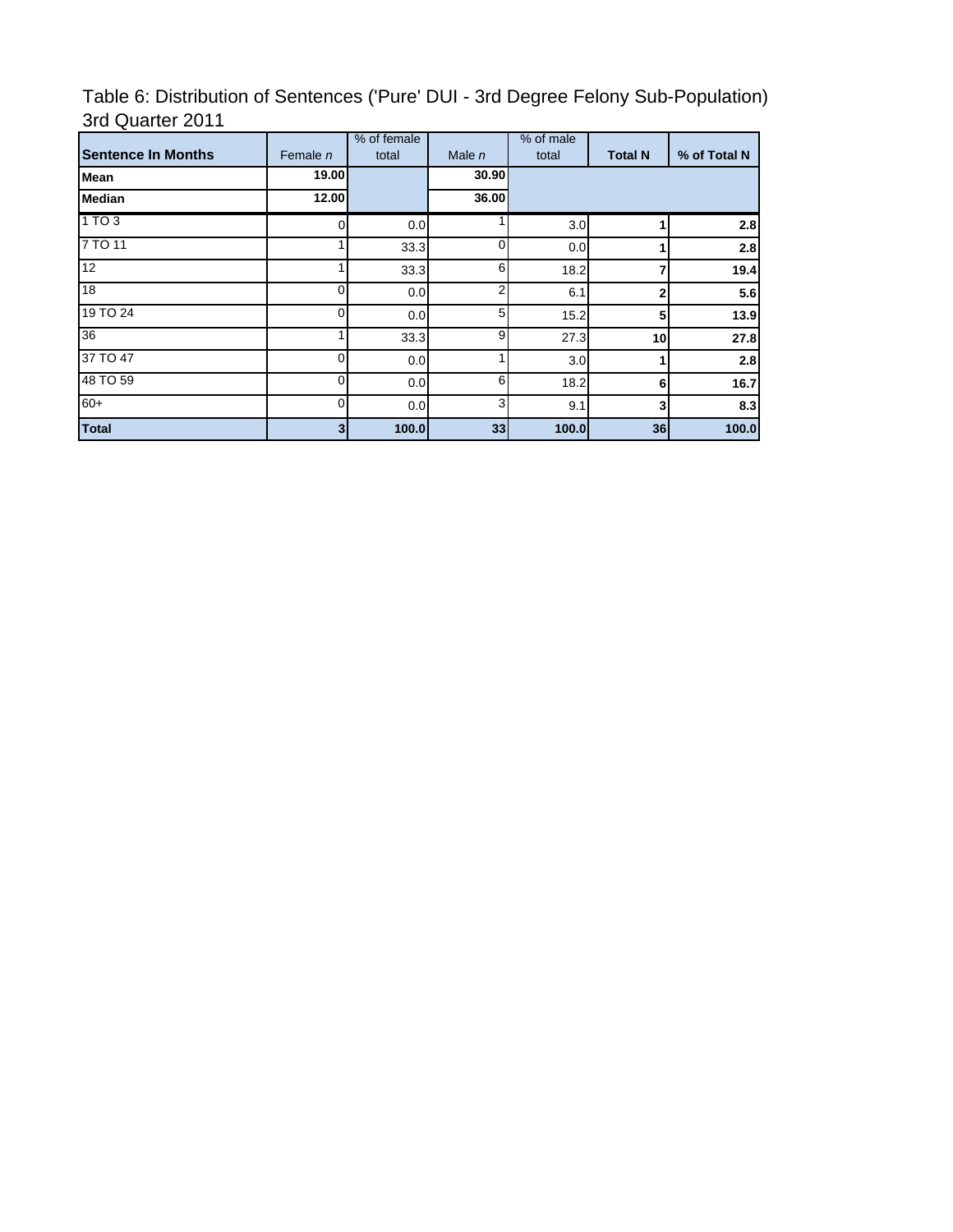Table 6: Distribution of Sentences ('Pure' DUI - 3rd Degree Felony Sub-Population)
3rd Quarter 2011

| Sentence In Months | Female *n* | % of female total | Male *n* | % of male total | Total N | % of Total N |
|---|---|---|---|---|---|---|
| **Mean** | **19.00** | | **30.90** | | | |
| **Median** | **12.00** | | **36.00** | | | |
| 1 TO 3 | 0 | 0.0 | 1 | 3.0 | **1** | **2.8** |
| 7 TO 11 | 1 | 33.3 | 0 | 0.0 | **1** | **2.8** |
| 12 | 1 | 33.3 | 6 | 18.2 | **7** | **19.4** |
| 18 | 0 | 0.0 | 2 | 6.1 | **2** | **5.6** |
| 19 TO 24 | 0 | 0.0 | 5 | 15.2 | **5** | **13.9** |
| 36 | 1 | 33.3 | 9 | 27.3 | **10** | **27.8** |
| 37 TO 47 | 0 | 0.0 | 1 | 3.0 | **1** | **2.8** |
| 48 TO 59 | 0 | 0.0 | 6 | 18.2 | **6** | **16.7** |
| 60+ | 0 | 0.0 | 3 | 9.1 | **3** | **8.3** |
| **Total** | **3** | **100.0** | **33** | **100.0** | **36** | **100.0** |